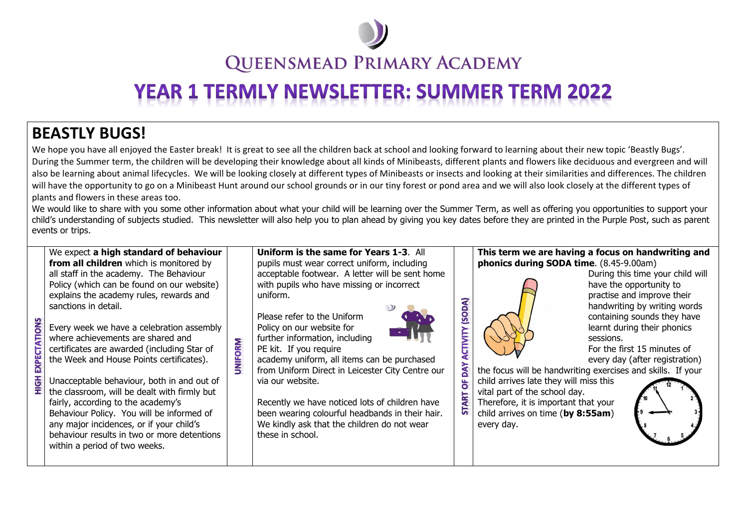# Queensmead Primary Academy

# YEAR 1 TERMLY NEWSLETTER: SUMMER TERM 2022

## BEASTLY BUGS!

We hope you have all enjoyed the Easter break! It is great to see all the children back at school and looking forward to learning about their new topic 'Beastly Bugs'. During the Summer term, the children will be developing their knowledge about all kinds of Minibeasts, different plants and flowers like deciduous and evergreen and will also be learning about animal lifecycles. We will be looking closely at different types of Minibeasts or insects and looking at their similarities and differences. The children will have the opportunity to go on a Minibeast Hunt around our school grounds or in our tiny forest or pond area and we will also look closely at the different types of plants and flowers in these areas too.

We would like to share with you some other information about what your child will be learning over the Summer Term, as well as offering you opportunities to support your child's understanding of subjects studied. This newsletter will also help you to plan ahead by giving you key dates before they are printed in the Purple Post, such as parent events or trips.

### HIGH EXPECTATIONS

We expect **a high standard of behaviour from all children** which is monitored by all staff in the academy. The Behaviour Policy (which can be found on our website) explains the academy rules, rewards and sanctions in detail.

Every week we have a celebration assembly where achievements are shared and certificates are awarded (including Star of the Week and House Points certificates).

Unacceptable behaviour, both in and out of the classroom, will be dealt with firmly but fairly, according to the academy's Behaviour Policy. You will be informed of any major incidences, or if your child's behaviour results in two or more detentions within a period of two weeks.

### UNIFORM

**Uniform is the same for Years 1-3**. All pupils must wear correct uniform, including acceptable footwear. A letter will be sent home with pupils who have missing or incorrect uniform.

Please refer to the Uniform Policy on our website for further information, including PE kit. If you require academy uniform, all items can be purchased from Uniform Direct in Leicester City Centre our via our website.

Recently we have noticed lots of children have been wearing colourful headbands in their hair. We kindly ask that the children do not wear these in school.

### START OF DAY ACTIVITY (SODA)

**This term we are having a focus on handwriting and phonics during SODA time**. (8.45-9.00am)

During this time your child will have the opportunity to practise and improve their handwriting by writing words containing sounds they have learnt during their phonics sessions.

For the first 15 minutes of every day (after registration) the focus will be handwriting exercises and skills. If your child arrives late they will miss this vital part of the school day. Therefore, it is important that your child arrives on time (**by 8:55am**) every day.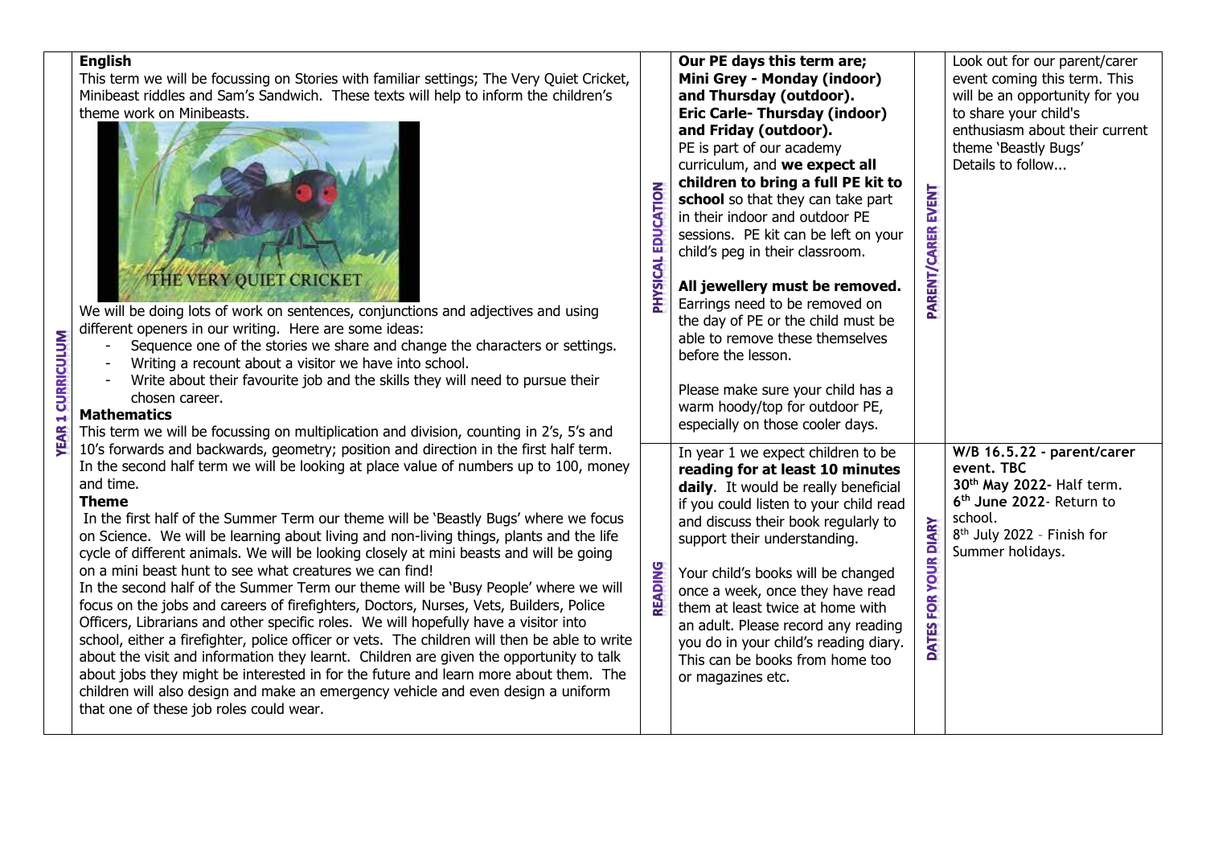## YEAR 1 CURRICULUM

### English

This term we will be focussing on Stories with familiar settings; The Very Quiet Cricket, Minibeast riddles and Sam's Sandwich. These texts will help to inform the children's theme work on Minibeasts.

We will be doing lots of work on sentences, conjunctions and adjectives and using different openers in our writing. Here are some ideas:

- Sequence one of the stories we share and change the characters or settings.
- Writing a recount about a visitor we have into school.
- Write about their favourite job and the skills they will need to pursue their chosen career.

### Mathematics

This term we will be focussing on multiplication and division, counting in 2's, 5's and 10's forwards and backwards, geometry; position and direction in the first half term. In the second half term we will be looking at place value of numbers up to 100, money and time.

### Theme

In the first half of the Summer Term our theme will be 'Beastly Bugs' where we focus on Science. We will be learning about living and non-living things, plants and the life cycle of different animals. We will be looking closely at mini beasts and will be going on a mini beast hunt to see what creatures we can find!

In the second half of the Summer Term our theme will be 'Busy People' where we will focus on the jobs and careers of firefighters, Doctors, Nurses, Vets, Builders, Police Officers, Librarians and other specific roles. We will hopefully have a visitor into school, either a firefighter, police officer or vets. The children will then be able to write about the visit and information they learnt. Children are given the opportunity to talk about jobs they might be interested in for the future and learn more about them. The children will also design and make an emergency vehicle and even design a uniform that one of these job roles could wear.

## PHYSICAL EDUCATION

**Our PE days this term are;**
**Mini Grey - Monday (indoor) and Thursday (outdoor).**
**Eric Carle- Thursday (indoor) and Friday (outdoor).**

PE is part of our academy curriculum, and **we expect all children to bring a full PE kit to school** so that they can take part in their indoor and outdoor PE sessions. PE kit can be left on your child's peg in their classroom.

**All jewellery must be removed.** Earrings need to be removed on the day of PE or the child must be able to remove these themselves before the lesson.

Please make sure your child has a warm hoody/top for outdoor PE, especially on those cooler days.

## PARENT/CARER EVENT

Look out for our parent/carer event coming this term. This will be an opportunity for you to share your child's enthusiasm about their current theme 'Beastly Bugs'
Details to follow...

## READING

In year 1 we expect children to be **reading for at least 10 minutes daily**. It would be really beneficial if you could listen to your child read and discuss their book regularly to support their understanding.

Your child's books will be changed once a week, once they have read them at least twice at home with an adult. Please record any reading you do in your child's reading diary. This can be books from home too or magazines etc.

## DATES FOR YOUR DIARY

**W/B 16.5.22 - parent/carer event. TBC**
**30th May 2022**- Half term.
**6th June 2022**- Return to school.
8th July 2022 – Finish for Summer holidays.